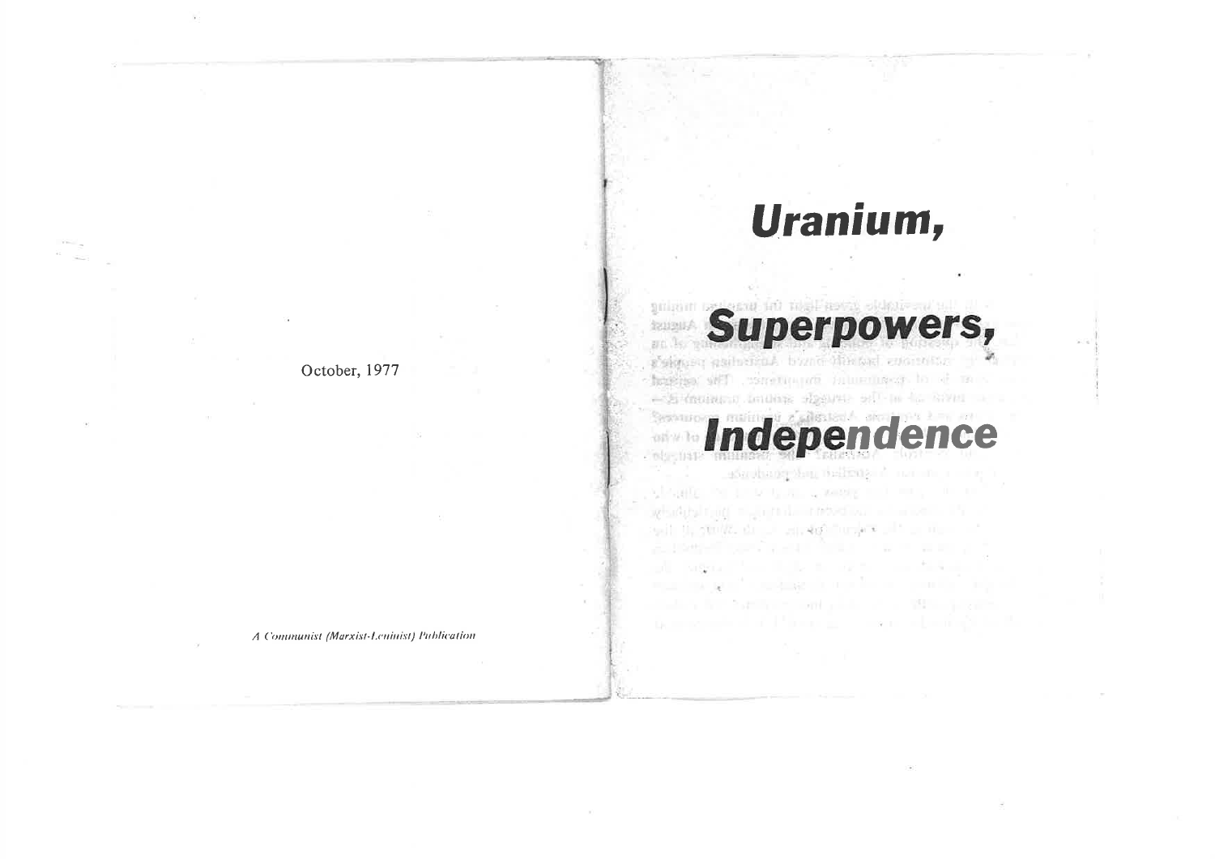October, 1977

*A Communist (Marxist-Leninist) Publication*

# Uranium, Superpowers, Independence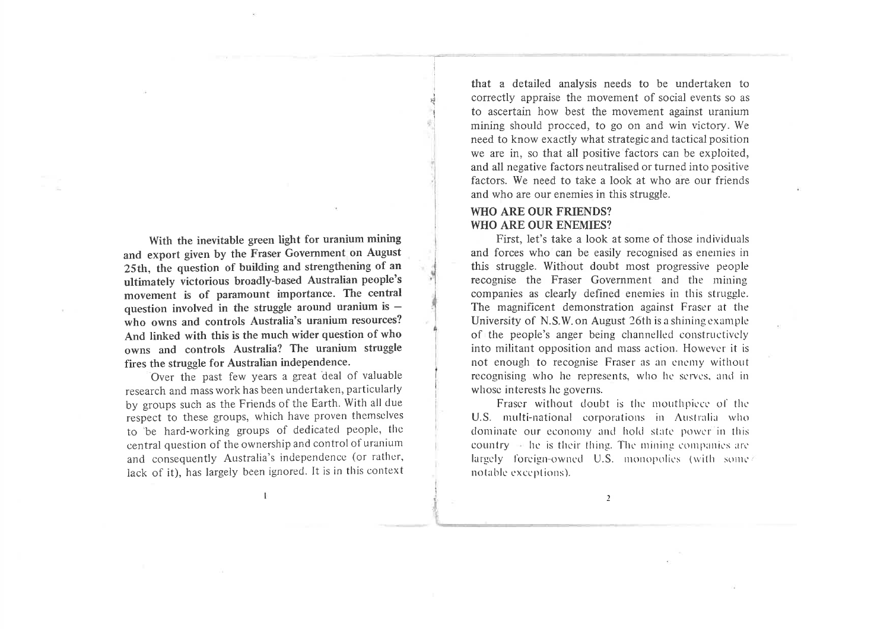**With the inevitable green light for uranium mining and export given by the Fraser Government on August 25th, the question of building and strengthening of an ultimately victorious broadly-based Australian people's movement is of paramount importance. The central question involved in the struggle around uranium is — who owns and controls Australia's uranium resources? And linked with this is the much wider question of who owns and controls Australia? The uranium struggle fires the struggle for Australian independence.**

Over the past few years a great deal of valuable research and mass work has been undertaken, particularly by groups such as the Friends of the Earth. With all due respect to these groups, which have proven themselves to be hard-working groups of dedicated people, the central question of the ownership and control of uranium and consequently Australia's independence (or rather, lack of it), has largely been ignored. It is in this context that a detailed analysis needs to be undertaken to correctly appraise the movement of social events so as to ascertain how best the movement against uranium mining should proceed, to go on and win victory. We need to know exactly what strategic and tactical position we are in, so that all positive factors can be exploited, and all negative factors neutralised or turned into positive factors. We need to take a look at who are our friends and who are our enemies in this struggle.

## WHO ARE OUR FRIENDS?
## WHO ARE OUR ENEMIES?

First, let's take a look at some of those individuals and forces who can be easily recognised as enemies in this struggle. Without doubt most progressive people recognise the Fraser Government and the mining companies as clearly defined enemies in this struggle. The magnificent demonstration against Fraser at the University of N.S.W. on August 26th is a shining example of the people's anger being channelled constructively into militant opposition and mass action. However it is not enough to recognise Fraser as an enemy without recognising who he represents, who he serves, and in whose interests he governs.

Fraser without doubt is the mouthpiece of the U.S. multi-national corporations in Australia who dominate our economy and hold state power in this country - he is their thing. The mining companies are largely foreign-owned U.S. monopolies (with some notable exceptions).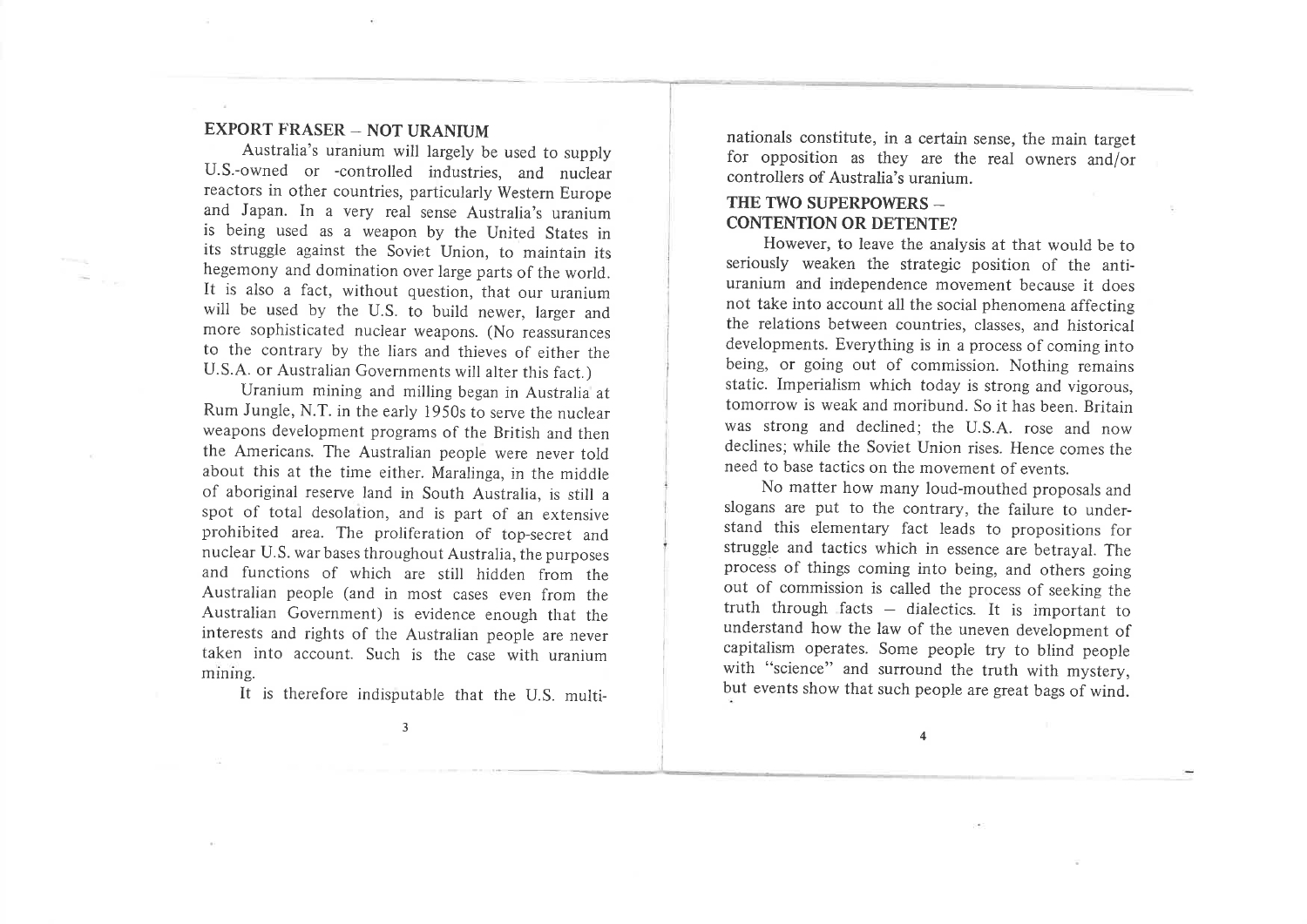## EXPORT FRASER – NOT URANIUM

Australia's uranium will largely be used to supply U.S.-owned or -controlled industries, and nuclear reactors in other countries, particularly Western Europe and Japan. In a very real sense Australia's uranium is being used as a weapon by the United States in its struggle against the Soviet Union, to maintain its hegemony and domination over large parts of the world. It is also a fact, without question, that our uranium will be used by the U.S. to build newer, larger and more sophisticated nuclear weapons. (No reassurances to the contrary by the liars and thieves of either the U.S.A. or Australian Governments will alter this fact.)

Uranium mining and milling began in Australia at Rum Jungle, N.T. in the early 1950s to serve the nuclear weapons development programs of the British and then the Americans. The Australian people were never told about this at the time either. Maralinga, in the middle of aboriginal reserve land in South Australia, is still a spot of total desolation, and is part of an extensive prohibited area. The proliferation of top-secret and nuclear U.S. war bases throughout Australia, the purposes and functions of which are still hidden from the Australian people (and in most cases even from the Australian Government) is evidence enough that the interests and rights of the Australian people are never taken into account. Such is the case with uranium mining.

It is therefore indisputable that the U.S. multinationals constitute, in a certain sense, the main target for opposition as they are the real owners and/or controllers of Australia's uranium.

## THE TWO SUPERPOWERS – CONTENTION OR DETENTE?

However, to leave the analysis at that would be to seriously weaken the strategic position of the anti-uranium and independence movement because it does not take into account all the social phenomena affecting the relations between countries, classes, and historical developments. Everything is in a process of coming into being, or going out of commission. Nothing remains static. Imperialism which today is strong and vigorous, tomorrow is weak and moribund. So it has been. Britain was strong and declined; the U.S.A. rose and now declines; while the Soviet Union rises. Hence comes the need to base tactics on the movement of events.

No matter how many loud-mouthed proposals and slogans are put to the contrary, the failure to understand this elementary fact leads to propositions for struggle and tactics which in essence are betrayal. The process of things coming into being, and others going out of commission is called the process of seeking the truth through facts – dialectics. It is important to understand how the law of the uneven development of capitalism operates. Some people try to blind people with "science" and surround the truth with mystery, but events show that such people are great bags of wind.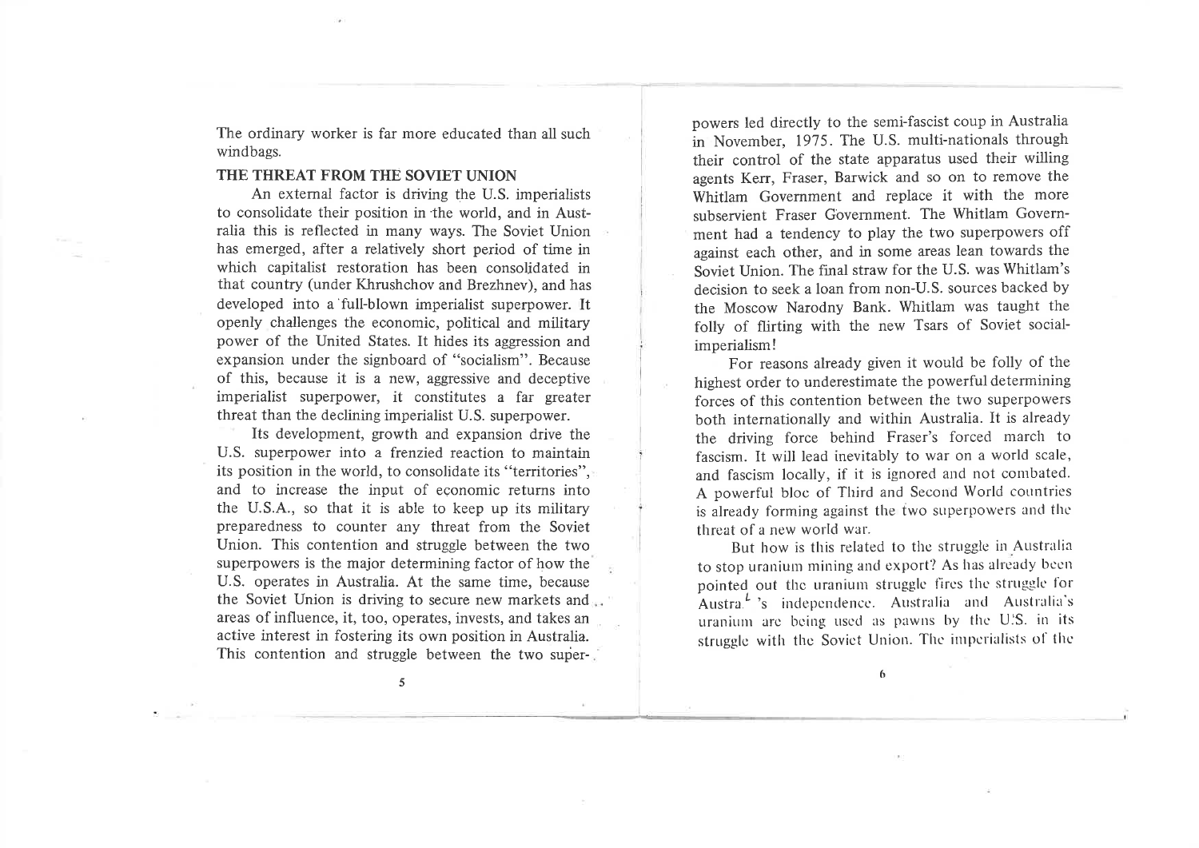The ordinary worker is far more educated than all such windbags.

## THE THREAT FROM THE SOVIET UNION

An external factor is driving the U.S. imperialists to consolidate their position in the world, and in Australia this is reflected in many ways. The Soviet Union has emerged, after a relatively short period of time in which capitalist restoration has been consolidated in that country (under Khrushchov and Brezhnev), and has developed into a full-blown imperialist superpower. It openly challenges the economic, political and military power of the United States. It hides its aggression and expansion under the signboard of "socialism". Because of this, because it is a new, aggressive and deceptive imperialist superpower, it constitutes a far greater threat than the declining imperialist U.S. superpower.

Its development, growth and expansion drive the U.S. superpower into a frenzied reaction to maintain its position in the world, to consolidate its "territories", and to increase the input of economic returns into the U.S.A., so that it is able to keep up its military preparedness to counter any threat from the Soviet Union. This contention and struggle between the two superpowers is the major determining factor of how the U.S. operates in Australia. At the same time, because the Soviet Union is driving to secure new markets and areas of influence, it, too, operates, invests, and takes an active interest in fostering its own position in Australia. This contention and struggle between the two superpowers led directly to the semi-fascist coup in Australia in November, 1975. The U.S. multi-nationals through their control of the state apparatus used their willing agents Kerr, Fraser, Barwick and so on to remove the Whitlam Government and replace it with the more subservient Fraser Government. The Whitlam Government had a tendency to play the two superpowers off against each other, and in some areas lean towards the Soviet Union. The final straw for the U.S. was Whitlam's decision to seek a loan from non-U.S. sources backed by the Moscow Narodny Bank. Whitlam was taught the folly of flirting with the new Tsars of Soviet social-imperialism!

For reasons already given it would be folly of the highest order to underestimate the powerful determining forces of this contention between the two superpowers both internationally and within Australia. It is already the driving force behind Fraser's forced march to fascism. It will lead inevitably to war on a world scale, and fascism locally, if it is ignored and not combated. A powerful bloc of Third and Second World countries is already forming against the two superpowers and the threat of a new world war.

But how is this related to the struggle in Australia to stop uranium mining and export? As has already been pointed out the uranium struggle fires the struggle for Australia's independence. Australia and Australia's uranium are being used as pawns by the U.S. in its struggle with the Soviet Union. The imperialists of the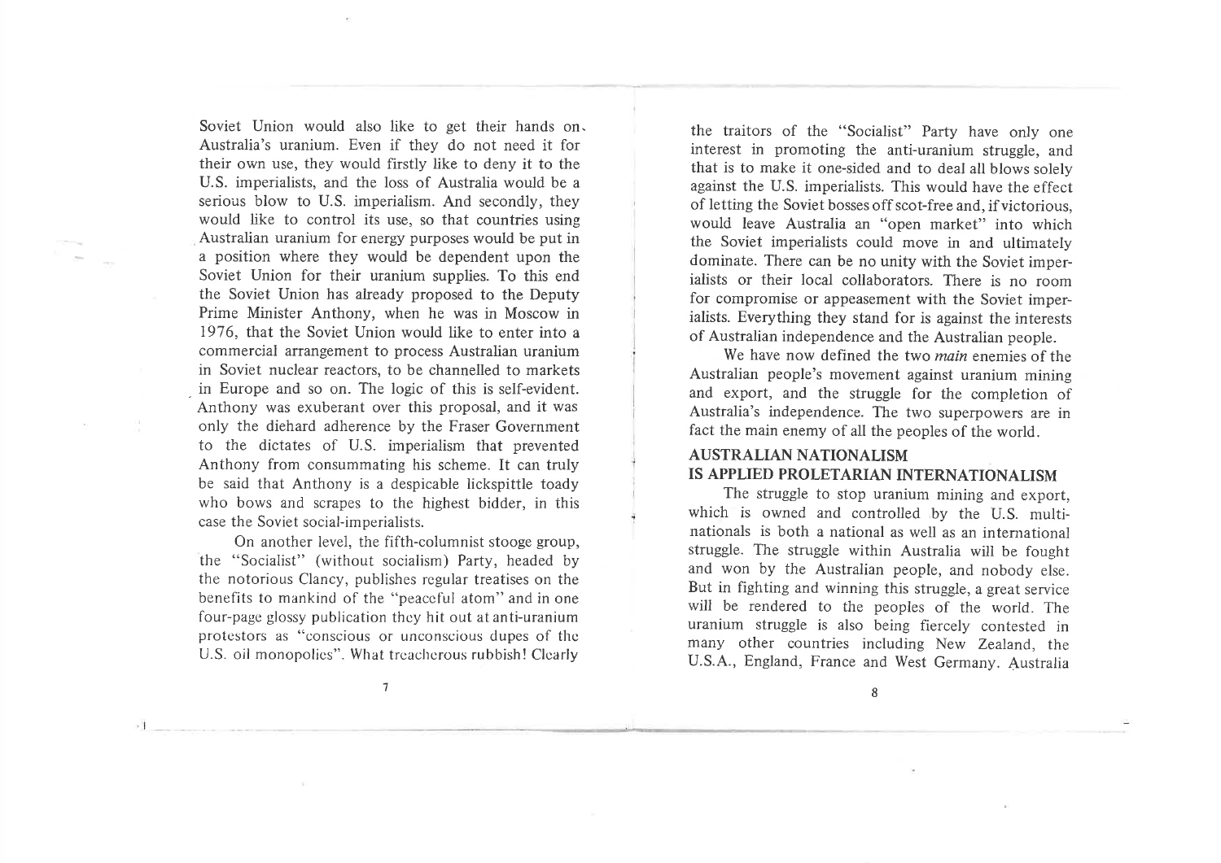Soviet Union would also like to get their hands on Australia's uranium. Even if they do not need it for their own use, they would firstly like to deny it to the U.S. imperialists, and the loss of Australia would be a serious blow to U.S. imperialism. And secondly, they would like to control its use, so that countries using Australian uranium for energy purposes would be put in a position where they would be dependent upon the Soviet Union for their uranium supplies. To this end the Soviet Union has already proposed to the Deputy Prime Minister Anthony, when he was in Moscow in 1976, that the Soviet Union would like to enter into a commercial arrangement to process Australian uranium in Soviet nuclear reactors, to be channelled to markets in Europe and so on. The logic of this is self-evident. Anthony was exuberant over this proposal, and it was only the diehard adherence by the Fraser Government to the dictates of U.S. imperialism that prevented Anthony from consummating his scheme. It can truly be said that Anthony is a despicable lickspittle toady who bows and scrapes to the highest bidder, in this case the Soviet social-imperialists.

On another level, the fifth-columnist stooge group, the "Socialist" (without socialism) Party, headed by the notorious Clancy, publishes regular treatises on the benefits to mankind of the "peaceful atom" and in one four-page glossy publication they hit out at anti-uranium protestors as "conscious or unconscious dupes of the U.S. oil monopolies". What treacherous rubbish! Clearly the traitors of the "Socialist" Party have only one interest in promoting the anti-uranium struggle, and that is to make it one-sided and to deal all blows solely against the U.S. imperialists. This would have the effect of letting the Soviet bosses off scot-free and, if victorious, would leave Australia an "open market" into which the Soviet imperialists could move in and ultimately dominate. There can be no unity with the Soviet imperialists or their local collaborators. There is no room for compromise or appeasement with the Soviet imperialists. Everything they stand for is against the interests of Australian independence and the Australian people.

We have now defined the two *main* enemies of the Australian people's movement against uranium mining and export, and the struggle for the completion of Australia's independence. The two superpowers are in fact the main enemy of all the peoples of the world.

## AUSTRALIAN NATIONALISM IS APPLIED PROLETARIAN INTERNATIONALISM

The struggle to stop uranium mining and export, which is owned and controlled by the U.S. multinationals is both a national as well as an international struggle. The struggle within Australia will be fought and won by the Australian people, and nobody else. But in fighting and winning this struggle, a great service will be rendered to the peoples of the world. The uranium struggle is also being fiercely contested in many other countries including New Zealand, the U.S.A., England, France and West Germany. Australia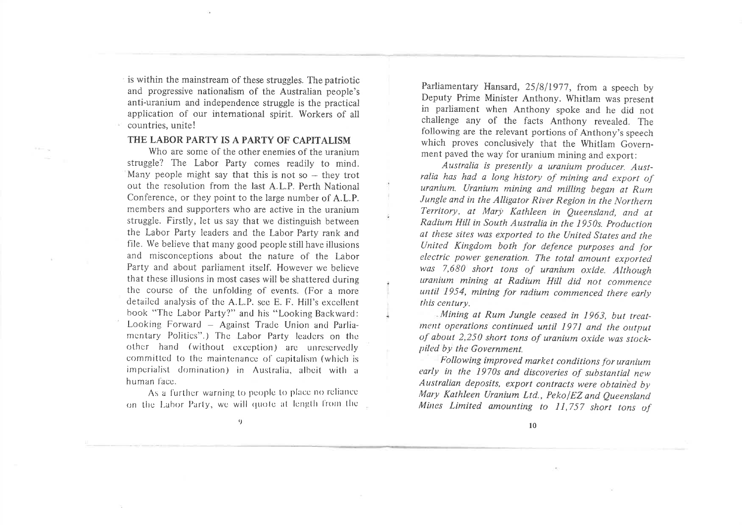is within the mainstream of these struggles. The patriotic and progressive nationalism of the Australian people's anti-uranium and independence struggle is the practical application of our international spirit. Workers of all countries, unite!

## THE LABOR PARTY IS A PARTY OF CAPITALISM

Who are some of the other enemies of the uranium struggle? The Labor Party comes readily to mind. Many people might say that this is not so – they trot out the resolution from the last A.L.P. Perth National Conference, or they point to the large number of A.L.P. members and supporters who are active in the uranium struggle. Firstly, let us say that we distinguish between the Labor Party leaders and the Labor Party rank and file. We believe that many good people still have illusions and misconceptions about the nature of the Labor Party and about parliament itself. However we believe that these illusions in most cases will be shattered during the course of the unfolding of events. (For a more detailed analysis of the A.L.P. see E. F. Hill's excellent book "The Labor Party?" and his "Looking Backward: Looking Forward – Against Trade Union and Parliamentary Politics".) The Labor Party leaders on the other hand (without exception) are unreservedly committed to the maintenance of capitalism (which is imperialist domination) in Australia, albeit with a human face.

As a further warning to people to place no reliance on the Labor Party, we will quote at length from the Parliamentary Hansard, 25/8/1977, from a speech by Deputy Prime Minister Anthony. Whitlam was present in parliament when Anthony spoke and he did not challenge any of the facts Anthony revealed. The following are the relevant portions of Anthony's speech which proves conclusively that the Whitlam Government paved the way for uranium mining and export:

*Australia is presently a uranium producer. Australia has had a long history of mining and export of uranium. Uranium mining and milling began at Rum Jungle and in the Alligator River Region in the Northern Territory, at Mary Kathleen in Queensland, and at Radium Hill in South Australia in the 1950s. Production at these sites was exported to the United States and the United Kingdom both for defence purposes and for electric power generation. The total amount exported was 7,680 short tons of uranium oxide. Although uranium mining at Radium Hill did not commence until 1954, mining for radium commenced there early this century.*

*Mining at Rum Jungle ceased in 1963, but treatment operations continued until 1971 and the output of about 2,250 short tons of uranium oxide was stockpiled by the Government.*

*Following improved market conditions for uranium early in the 1970s and discoveries of substantial new Australian deposits, export contracts were obtained by Mary Kathleen Uranium Ltd., Peko/EZ and Queensland Mines Limited amounting to 11,757 short tons of*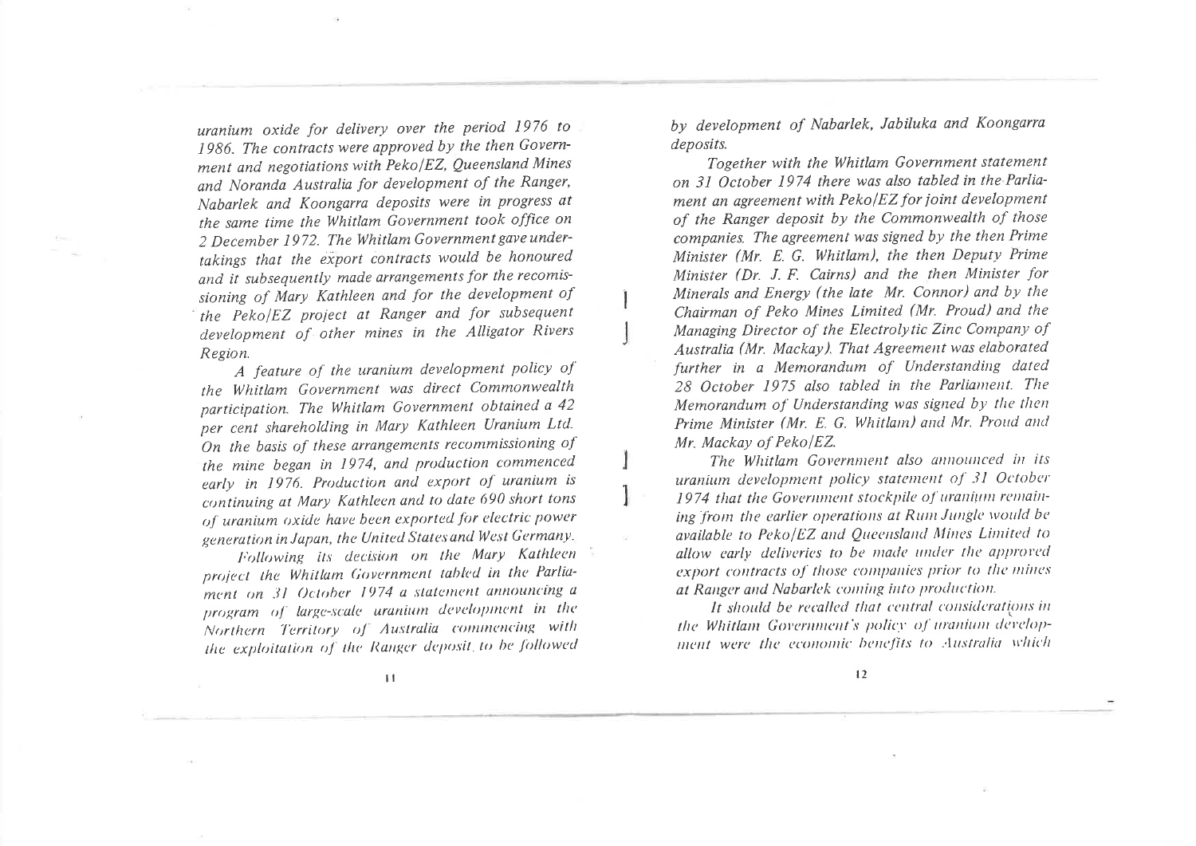*uranium oxide for delivery over the period 1976 to 1986. The contracts were approved by the then Government and negotiations with Peko/EZ, Queensland Mines and Noranda Australia for development of the Ranger, Nabarlek and Koongarra deposits were in progress at the same time the Whitlam Government took office on 2 December 1972. The Whitlam Government gave undertakings that the export contracts would be honoured and it subsequently made arrangements for the recomissioning of Mary Kathleen and for the development of the Peko/EZ project at Ranger and for subsequent development of other mines in the Alligator Rivers Region.*

*A feature of the uranium development policy of the Whitlam Government was direct Commonwealth participation. The Whitlam Government obtained a 42 per cent shareholding in Mary Kathleen Uranium Ltd. On the basis of these arrangements recommissioning of the mine began in 1974, and production commenced early in 1976. Production and export of uranium is continuing at Mary Kathleen and to date 690 short tons of uranium oxide have been exported for electric power generation in Japan, the United States and West Germany.*

*Following its decision on the Mary Kathleen project the Whitlam Government tabled in the Parliament on 31 October 1974 a statement announcing a program of large-scale uranium development in the Northern Territory of Australia commencing with the exploitation of the Ranger deposit, to be followed by development of Nabarlek, Jabiluka and Koongarra deposits.*

*Together with the Whitlam Government statement on 31 October 1974 there was also tabled in the Parliament an agreement with Peko/EZ for joint development of the Ranger deposit by the Commonwealth of those companies. The agreement was signed by the then Prime Minister (Mr. E. G. Whitlam), the then Deputy Prime Minister (Dr. J. F. Cairns) and the then Minister for Minerals and Energy (the late Mr. Connor) and by the Chairman of Peko Mines Limited (Mr. Proud) and the Managing Director of the Electrolytic Zinc Company of Australia (Mr. Mackay). That Agreement was elaborated further in a Memorandum of Understanding dated 28 October 1975 also tabled in the Parliament. The Memorandum of Understanding was signed by the then Prime Minister (Mr. E. G. Whitlam) and Mr. Proud and Mr. Mackay of Peko/EZ.*

*The Whitlam Government also announced in its uranium development policy statement of 31 October 1974 that the Government stockpile of uranium remaining from the earlier operations at Rum Jungle would be available to Peko/EZ and Queensland Mines Limited to allow early deliveries to be made under the approved export contracts of those companies prior to the mines at Ranger and Nabarlek coming into production.*

*It should be recalled that central considerations in the Whitlam Government's policy of uranium development were the economic benefits to Australia which*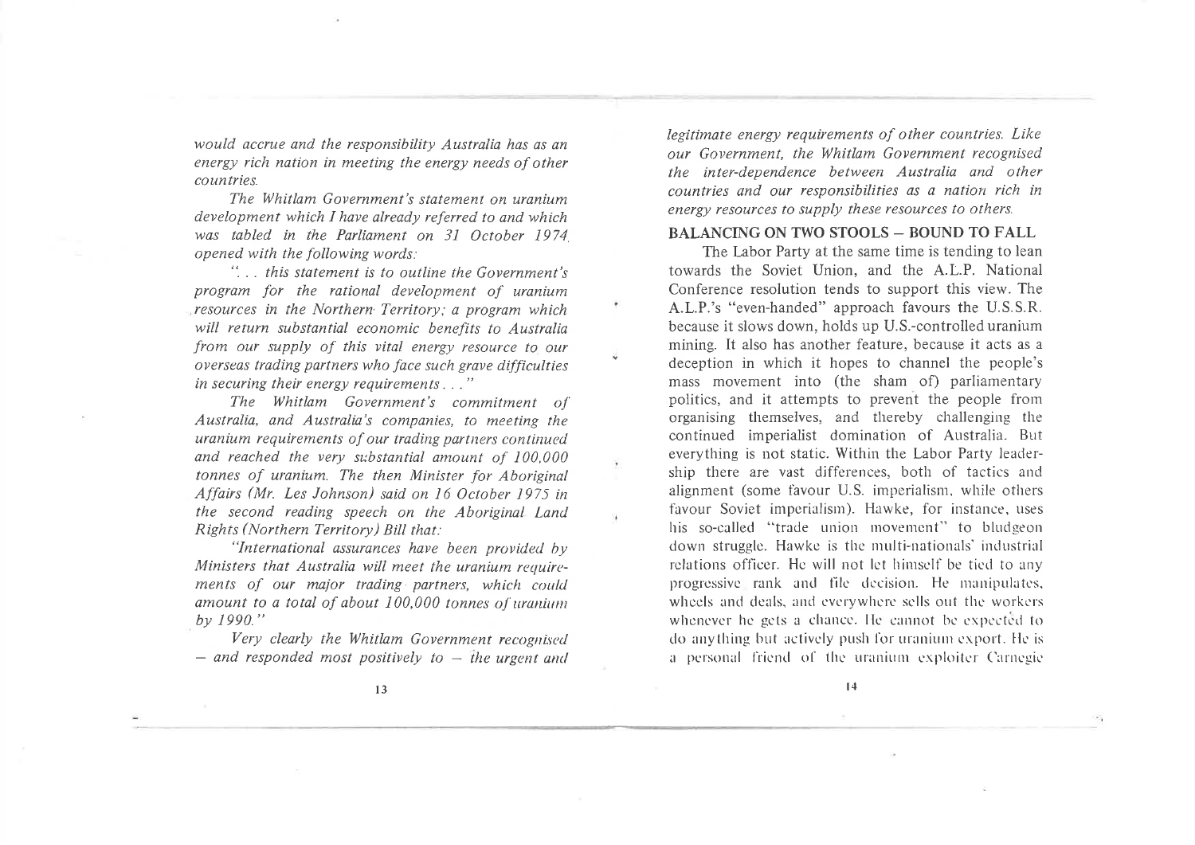*would accrue and the responsibility Australia has as an energy rich nation in meeting the energy needs of other countries.*

*The Whitlam Government's statement on uranium development which I have already referred to and which was tabled in the Parliament on 31 October 1974 opened with the following words:*

*". . . this statement is to outline the Government's program for the rational development of uranium resources in the Northern Territory; a program which will return substantial economic benefits to Australia from our supply of this vital energy resource to our overseas trading partners who face such grave difficulties in securing their energy requirements . . ."*

*The Whitlam Government's commitment of Australia, and Australia's companies, to meeting the uranium requirements of our trading partners continued and reached the very substantial amount of 100,000 tonnes of uranium. The then Minister for Aboriginal Affairs (Mr. Les Johnson) said on 16 October 1975 in the second reading speech on the Aboriginal Land Rights (Northern Territory) Bill that:*

*"International assurances have been provided by Ministers that Australia will meet the uranium requirements of our major trading partners, which could amount to a total of about 100,000 tonnes of uranium by 1990."*

*Very clearly the Whitlam Government recognised — and responded most positively to — the urgent and legitimate energy requirements of other countries. Like our Government, the Whitlam Government recognised the inter-dependence between Australia and other countries and our responsibilities as a nation rich in energy resources to supply these resources to others.*

**BALANCING ON TWO STOOLS — BOUND TO FALL**

The Labor Party at the same time is tending to lean towards the Soviet Union, and the A.L.P. National Conference resolution tends to support this view. The A.L.P.'s "even-handed" approach favours the U.S.S.R. because it slows down, holds up U.S.-controlled uranium mining. It also has another feature, because it acts as a deception in which it hopes to channel the people's mass movement into (the sham of) parliamentary politics, and it attempts to prevent the people from organising themselves, and thereby challenging the continued imperialist domination of Australia. But everything is not static. Within the Labor Party leadership there are vast differences, both of tactics and alignment (some favour U.S. imperialism, while others favour Soviet imperialism). Hawke, for instance, uses his so-called "trade union movement" to bludgeon down struggle. Hawke is the multi-nationals' industrial relations officer. He will not let himself be tied to any progressive rank and file decision. He manipulates, wheels and deals, and everywhere sells out the workers whenever he gets a chance. He cannot be expected to do anything but actively push for uranium export. He is a personal friend of the uranium exploiter Carnegie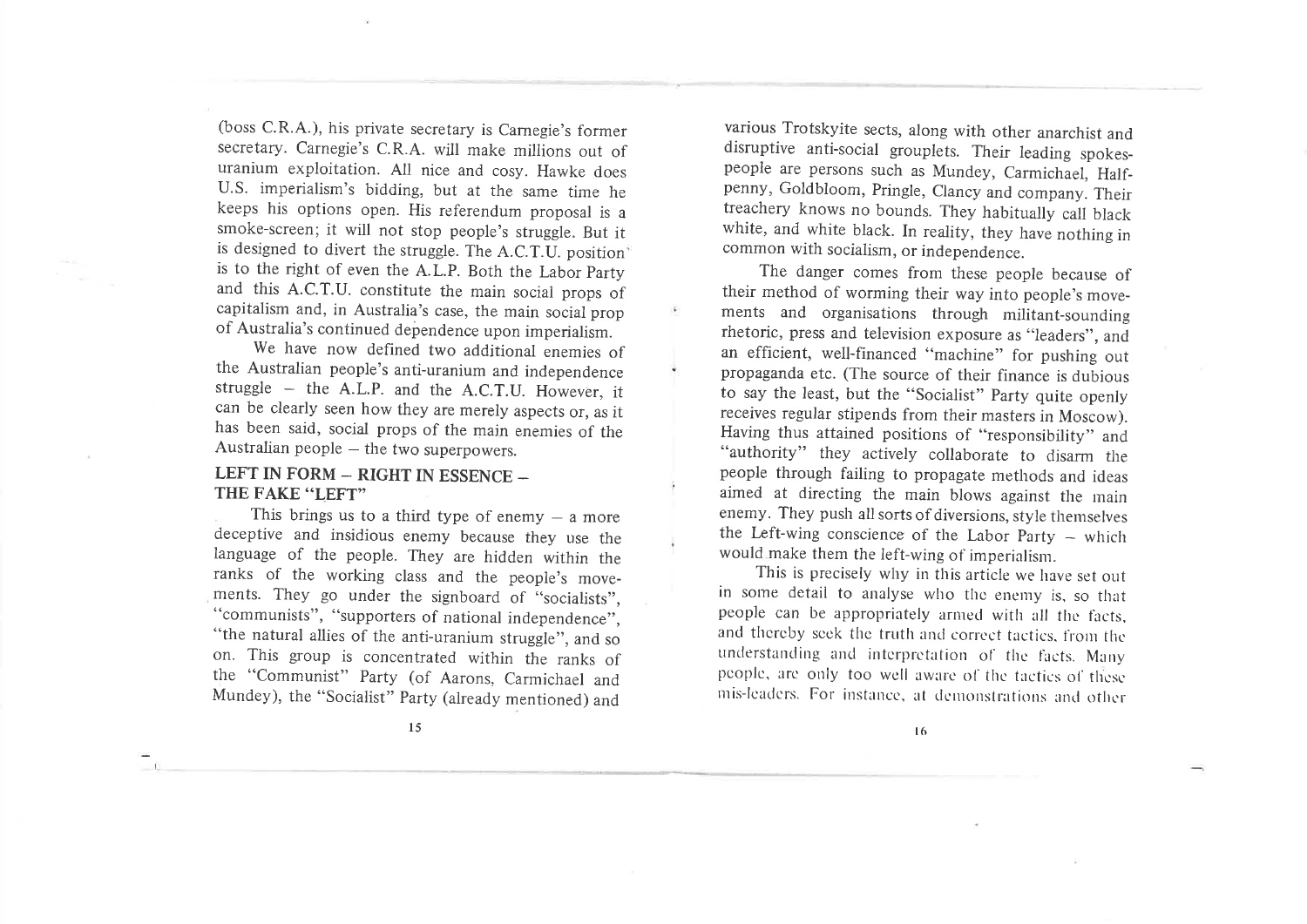(boss C.R.A.), his private secretary is Carnegie's former secretary. Carnegie's C.R.A. will make millions out of uranium exploitation. All nice and cosy. Hawke does U.S. imperialism's bidding, but at the same time he keeps his options open. His referendum proposal is a smoke-screen; it will not stop people's struggle. But it is designed to divert the struggle. The A.C.T.U. position is to the right of even the A.L.P. Both the Labor Party and this A.C.T.U. constitute the main social props of capitalism and, in Australia's case, the main social prop of Australia's continued dependence upon imperialism.

We have now defined two additional enemies of the Australian people's anti-uranium and independence struggle – the A.L.P. and the A.C.T.U. However, it can be clearly seen how they are merely aspects or, as it has been said, social props of the main enemies of the Australian people – the two superpowers.

## LEFT IN FORM – RIGHT IN ESSENCE – THE FAKE "LEFT"

This brings us to a third type of enemy – a more deceptive and insidious enemy because they use the language of the people. They are hidden within the ranks of the working class and the people's movements. They go under the signboard of "socialists", "communists", "supporters of national independence", "the natural allies of the anti-uranium struggle", and so on. This group is concentrated within the ranks of the "Communist" Party (of Aarons, Carmichael and Mundey), the "Socialist" Party (already mentioned) and various Trotskyite sects, along with other anarchist and disruptive anti-social grouplets. Their leading spokespeople are persons such as Mundey, Carmichael, Halfpenny, Goldbloom, Pringle, Clancy and company. Their treachery knows no bounds. They habitually call black white, and white black. In reality, they have nothing in common with socialism, or independence.

The danger comes from these people because of their method of worming their way into people's movements and organisations through militant-sounding rhetoric, press and television exposure as "leaders", and an efficient, well-financed "machine" for pushing out propaganda etc. (The source of their finance is dubious to say the least, but the "Socialist" Party quite openly receives regular stipends from their masters in Moscow). Having thus attained positions of "responsibility" and "authority" they actively collaborate to disarm the people through failing to propagate methods and ideas aimed at directing the main blows against the main enemy. They push all sorts of diversions, style themselves the Left-wing conscience of the Labor Party – which would make them the left-wing of imperialism.

This is precisely why in this article we have set out in some detail to analyse who the enemy is, so that people can be appropriately armed with all the facts, and thereby seek the truth and correct tactics, from the understanding and interpretation of the facts. Many people, are only too well aware of the tactics of these mis-leaders. For instance, at demonstrations and other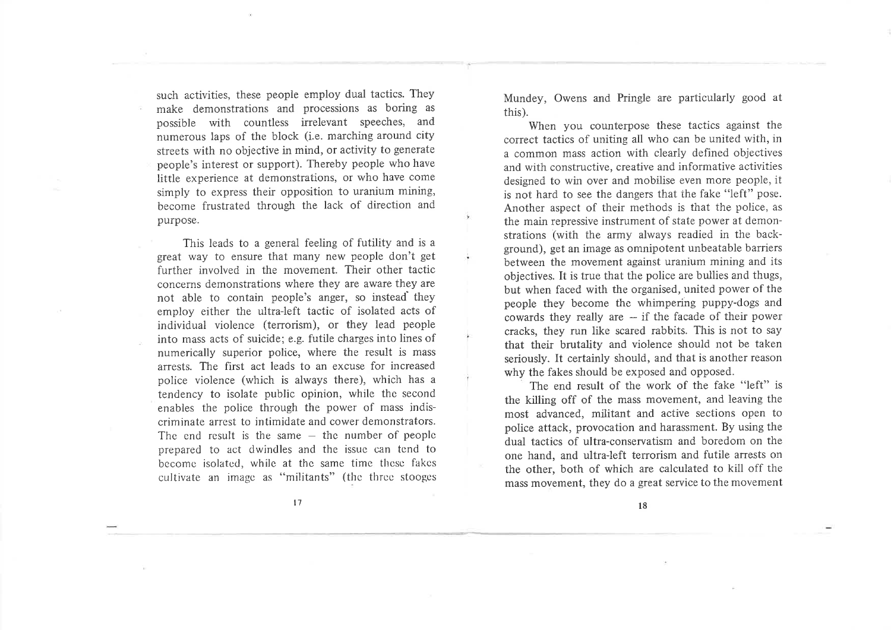such activities, these people employ dual tactics. They make demonstrations and processions as boring as possible with countless irrelevant speeches, and numerous laps of the block (i.e. marching around city streets with no objective in mind, or activity to generate people's interest or support). Thereby people who have little experience at demonstrations, or who have come simply to express their opposition to uranium mining, become frustrated through the lack of direction and purpose.

This leads to a general feeling of futility and is a great way to ensure that many new people don't get further involved in the movement. Their other tactic concerns demonstrations where they are aware they are not able to contain people's anger, so instead they employ either the ultra-left tactic of isolated acts of individual violence (terrorism), or they lead people into mass acts of suicide; e.g. futile charges into lines of numerically superior police, where the result is mass arrests. The first act leads to an excuse for increased police violence (which is always there), which has a tendency to isolate public opinion, while the second enables the police through the power of mass indiscriminate arrest to intimidate and cower demonstrators. The end result is the same – the number of people prepared to act dwindles and the issue can tend to become isolated, while at the same time these fakes cultivate an image as "militants" (the three stooges Mundey, Owens and Pringle are particularly good at this).

When you counterpose these tactics against the correct tactics of uniting all who can be united with, in a common mass action with clearly defined objectives and with constructive, creative and informative activities designed to win over and mobilise even more people, it is not hard to see the dangers that the fake "left" pose. Another aspect of their methods is that the police, as the main repressive instrument of state power at demonstrations (with the army always readied in the background), get an image as omnipotent unbeatable barriers between the movement against uranium mining and its objectives. It is true that the police are bullies and thugs, but when faced with the organised, united power of the people they become the whimpering puppy-dogs and cowards they really are – if the facade of their power cracks, they run like scared rabbits. This is not to say that their brutality and violence should not be taken seriously. It certainly should, and that is another reason why the fakes should be exposed and opposed.

The end result of the work of the fake "left" is the killing off of the mass movement, and leaving the most advanced, militant and active sections open to police attack, provocation and harassment. By using the dual tactics of ultra-conservatism and boredom on the one hand, and ultra-left terrorism and futile arrests on the other, both of which are calculated to kill off the mass movement, they do a great service to the movement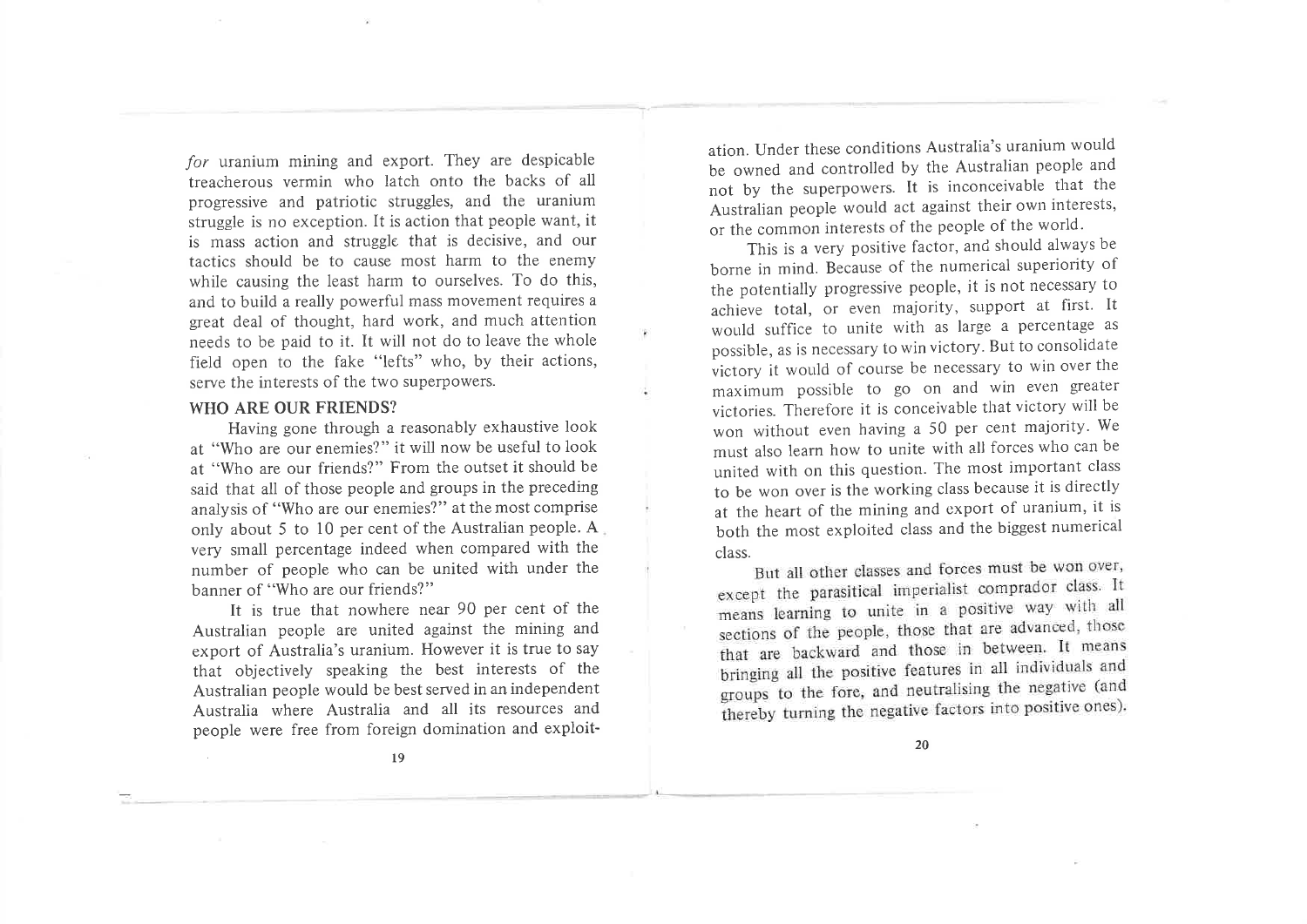*for* uranium mining and export. They are despicable treacherous vermin who latch onto the backs of all progressive and patriotic struggles, and the uranium struggle is no exception. It is action that people want, it is mass action and struggle that is decisive, and our tactics should be to cause most harm to the enemy while causing the least harm to ourselves. To do this, and to build a really powerful mass movement requires a great deal of thought, hard work, and much attention needs to be paid to it. It will not do to leave the whole field open to the fake "lefts" who, by their actions, serve the interests of the two superpowers.

## WHO ARE OUR FRIENDS?

Having gone through a reasonably exhaustive look at "Who are our enemies?" it will now be useful to look at "Who are our friends?" From the outset it should be said that all of those people and groups in the preceding analysis of "Who are our enemies?" at the most comprise only about 5 to 10 per cent of the Australian people. A very small percentage indeed when compared with the number of people who can be united with under the banner of "Who are our friends?"

It is true that nowhere near 90 per cent of the Australian people are united against the mining and export of Australia's uranium. However it is true to say that objectively speaking the best interests of the Australian people would be best served in an independent Australia where Australia and all its resources and people were free from foreign domination and exploitation. Under these conditions Australia's uranium would be owned and controlled by the Australian people and not by the superpowers. It is inconceivable that the Australian people would act against their own interests, or the common interests of the people of the world.

This is a very positive factor, and should always be borne in mind. Because of the numerical superiority of the potentially progressive people, it is not necessary to achieve total, or even majority, support at first. It would suffice to unite with as large a percentage as possible, as is necessary to win victory. But to consolidate victory it would of course be necessary to win over the maximum possible to go on and win even greater victories. Therefore it is conceivable that victory will be won without even having a 50 per cent majority. We must also learn how to unite with all forces who can be united with on this question. The most important class to be won over is the working class because it is directly at the heart of the mining and export of uranium, it is both the most exploited class and the biggest numerical class.

But all other classes and forces must be won over, except the parasitical imperialist comprador class. It means learning to unite in a positive way with all sections of the people, those that are advanced, those that are backward and those in between. It means bringing all the positive features in all individuals and groups to the fore, and neutralising the negative (and thereby turning the negative factors into positive ones).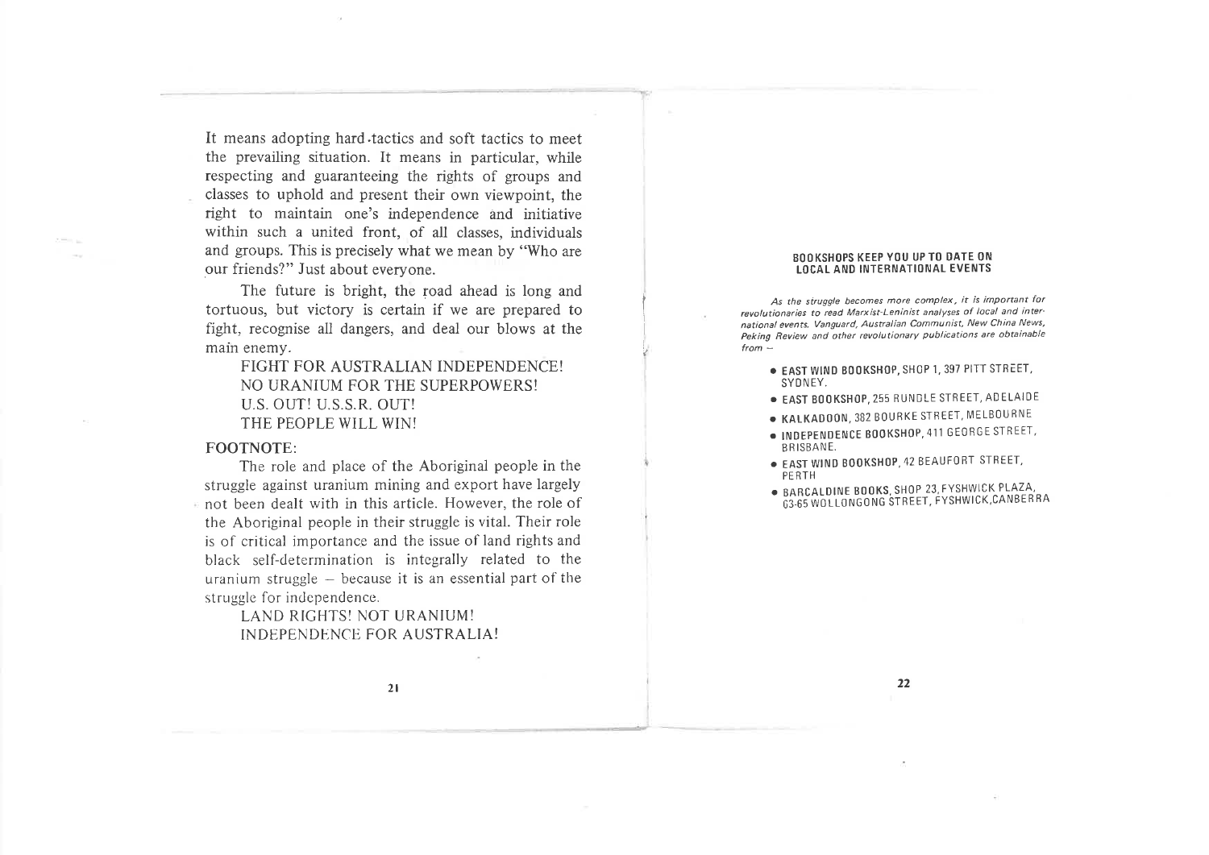It means adopting hard tactics and soft tactics to meet the prevailing situation. It means in particular, while respecting and guaranteeing the rights of groups and classes to uphold and present their own viewpoint, the right to maintain one's independence and initiative within such a united front, of all classes, individuals and groups. This is precisely what we mean by "Who are our friends?" Just about everyone.

The future is bright, the road ahead is long and tortuous, but victory is certain if we are prepared to fight, recognise all dangers, and deal our blows at the main enemy.

FIGHT FOR AUSTRALIAN INDEPENDENCE!
NO URANIUM FOR THE SUPERPOWERS!
U.S. OUT! U.S.S.R. OUT!
THE PEOPLE WILL WIN!

**FOOTNOTE:**

The role and place of the Aboriginal people in the struggle against uranium mining and export have largely not been dealt with in this article. However, the role of the Aboriginal people in their struggle is vital. Their role is of critical importance and the issue of land rights and black self-determination is integrally related to the uranium struggle – because it is an essential part of the struggle for independence.

LAND RIGHTS! NOT URANIUM!
INDEPENDENCE FOR AUSTRALIA!

## BOOKSHOPS KEEP YOU UP TO DATE ON LOCAL AND INTERNATIONAL EVENTS

*As the struggle becomes more complex, it is important for revolutionaries to read Marxist-Leninist analyses of local and international events. Vanguard, Australian Communist, New China News, Peking Review and other revolutionary publications are obtainable from –*

- **EAST WIND BOOKSHOP**, SHOP 1, 397 PITT STREET, SYDNEY.
- **EAST BOOKSHOP**, 255 RUNDLE STREET, ADELAIDE
- **KALKADOON**, 382 BOURKE STREET, MELBOURNE
- **INDEPENDENCE BOOKSHOP**, 411 GEORGE STREET, BRISBANE.
- **EAST WIND BOOKSHOP**, 42 BEAUFORT STREET, PERTH
- **BARCALDINE BOOKS**, SHOP 23, FYSHWICK PLAZA, 63-65 WOLLONGONG STREET, FYSHWICK, CANBERRA